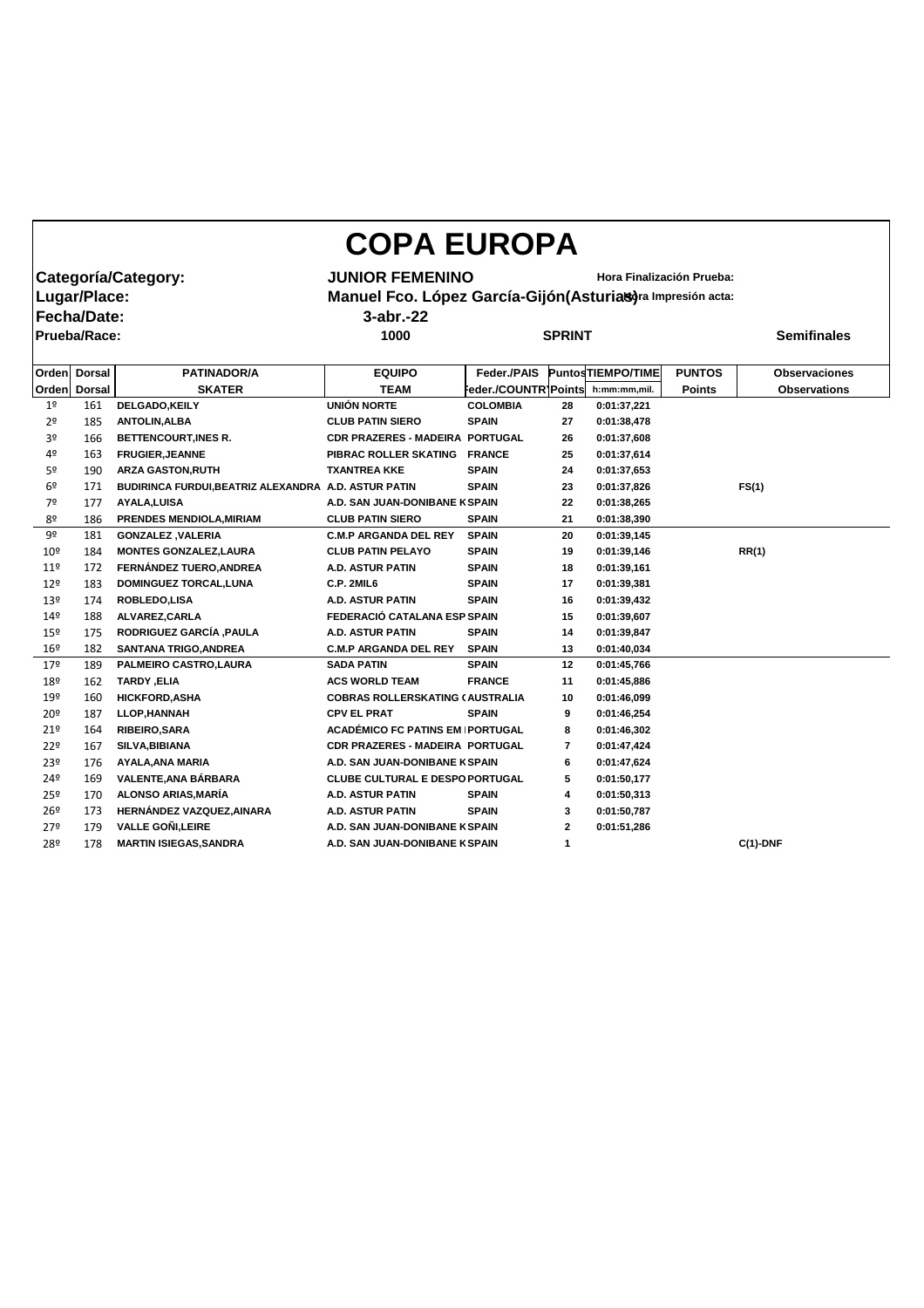# COPA EUROPA

**Categoría/Category:** JUNIOR FEMENINO

**Hora Finalización Prueba:**

**Lugar/Place:** Manuel Fco. López García-Gijón(Asturias)

**Hora Impresión acta:**

**Fecha/Date:** 3-abr.-22

**Prueba/Race:** 1000 SPRINT Semifinales

| Orden | Dorsal | PATINADOR/A | EQUIPO | Feder./PAIS | Puntos | TIEMPO/TIME | PUNTOS | Observaciones |
|---|---|---|---|---|---|---|---|---|
| Orden | Dorsal | SKATER | TEAM | Feder./COUNTRY | Points | h:mm:mm,mil. | Points | Observations |
| 1º | 161 | DELGADO,KEILY | UNIÓN NORTE | COLOMBIA | 28 | 0:01:37,221 | | |
| 2º | 185 | ANTOLIN,ALBA | CLUB PATIN SIERO | SPAIN | 27 | 0:01:38,478 | | |
| 3º | 166 | BETTENCOURT,INES R. | CDR PRAZERES - MADEIRA | PORTUGAL | 26 | 0:01:37,608 | | |
| 4º | 163 | FRUGIER,JEANNE | PIBRAC ROLLER SKATING | FRANCE | 25 | 0:01:37,614 | | |
| 5º | 190 | ARZA GASTON,RUTH | TXANTREA KKE | SPAIN | 24 | 0:01:37,653 | | |
| 6º | 171 | BUDIRINCA FURDUI,BEATRIZ ALEXANDRA | A.D. ASTUR PATIN | SPAIN | 23 | 0:01:37,826 | | FS(1) |
| 7º | 177 | AYALA,LUISA | A.D. SAN JUAN-DONIBANE K | SPAIN | 22 | 0:01:38,265 | | |
| 8º | 186 | PRENDES MENDIOLA,MIRIAM | CLUB PATIN SIERO | SPAIN | 21 | 0:01:38,390 | | |
| 9º | 181 | GONZALEZ ,VALERIA | C.M.P ARGANDA DEL REY | SPAIN | 20 | 0:01:39,145 | | |
| 10º | 184 | MONTES GONZALEZ,LAURA | CLUB PATIN PELAYO | SPAIN | 19 | 0:01:39,146 | | RR(1) |
| 11º | 172 | FERNÁNDEZ TUERO,ANDREA | A.D. ASTUR PATIN | SPAIN | 18 | 0:01:39,161 | | |
| 12º | 183 | DOMINGUEZ TORCAL,LUNA | C.P. 2MIL6 | SPAIN | 17 | 0:01:39,381 | | |
| 13º | 174 | ROBLEDO,LISA | A.D. ASTUR PATIN | SPAIN | 16 | 0:01:39,432 | | |
| 14º | 188 | ALVAREZ,CARLA | FEDERACIÓ CATALANA ESP | SPAIN | 15 | 0:01:39,607 | | |
| 15º | 175 | RODRIGUEZ GARCÍA ,PAULA | A.D. ASTUR PATIN | SPAIN | 14 | 0:01:39,847 | | |
| 16º | 182 | SANTANA TRIGO,ANDREA | C.M.P ARGANDA DEL REY | SPAIN | 13 | 0:01:40,034 | | |
| 17º | 189 | PALMEIRO CASTRO,LAURA | SADA PATIN | SPAIN | 12 | 0:01:45,766 | | |
| 18º | 162 | TARDY ,ELIA | ACS WORLD TEAM | FRANCE | 11 | 0:01:45,886 | | |
| 19º | 160 | HICKFORD,ASHA | COBRAS ROLLERSKATING ( | AUSTRALIA | 10 | 0:01:46,099 | | |
| 20º | 187 | LLOP,HANNAH | CPV EL PRAT | SPAIN | 9 | 0:01:46,254 | | |
| 21º | 164 | RIBEIRO,SARA | ACADÉMICO FC PATINS EM | PORTUGAL | 8 | 0:01:46,302 | | |
| 22º | 167 | SILVA,BIBIANA | CDR PRAZERES - MADEIRA | PORTUGAL | 7 | 0:01:47,424 | | |
| 23º | 176 | AYALA,ANA MARIA | A.D. SAN JUAN-DONIBANE K | SPAIN | 6 | 0:01:47,624 | | |
| 24º | 169 | VALENTE,ANA BÁRBARA | CLUBE CULTURAL E DESPO | PORTUGAL | 5 | 0:01:50,177 | | |
| 25º | 170 | ALONSO ARIAS,MARÍA | A.D. ASTUR PATIN | SPAIN | 4 | 0:01:50,313 | | |
| 26º | 173 | HERNÁNDEZ VAZQUEZ,AINARA | A.D. ASTUR PATIN | SPAIN | 3 | 0:01:50,787 | | |
| 27º | 179 | VALLE GOÑI,LEIRE | A.D. SAN JUAN-DONIBANE K | SPAIN | 2 | 0:01:51,286 | | |
| 28º | 178 | MARTIN ISIEGAS,SANDRA | A.D. SAN JUAN-DONIBANE K | SPAIN | 1 | | | C(1)-DNF |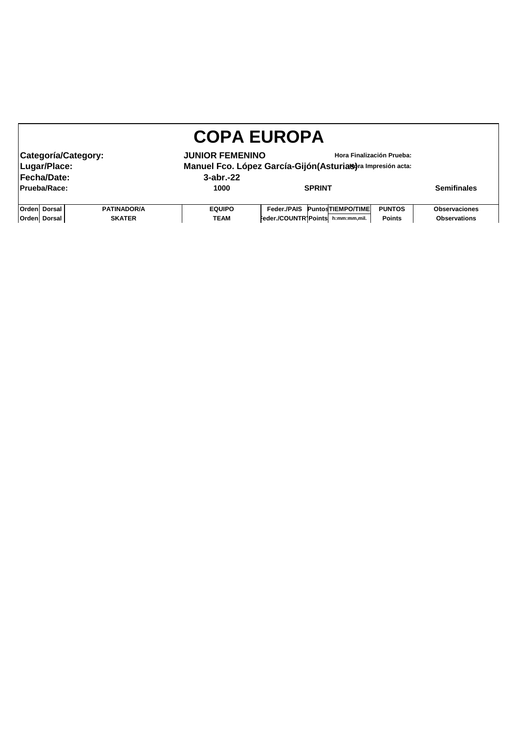# COPA EUROPA

**Categoría/Category:** **JUNIOR FEMENINO** **Hora Finalización Prueba:**

**Lugar/Place:** **Manuel Fco. López García-Gijón(Asturias)** **Hora Impresión acta:**

**Fecha/Date:** **3-abr.-22**

**Prueba/Race:** **1000** **SPRINT** **Semifinales**

| Orden | Dorsal | PATINADOR/A | EQUIPO | Feder./PAIS | Puntos | TIEMPO/TIME | PUNTOS | Observaciones |
|---|---|---|---|---|---|---|---|---|
| Orden | Dorsal | SKATER | TEAM | Feder./COUNTRY | Points | h:mm:mm,mil. | Points | Observations |